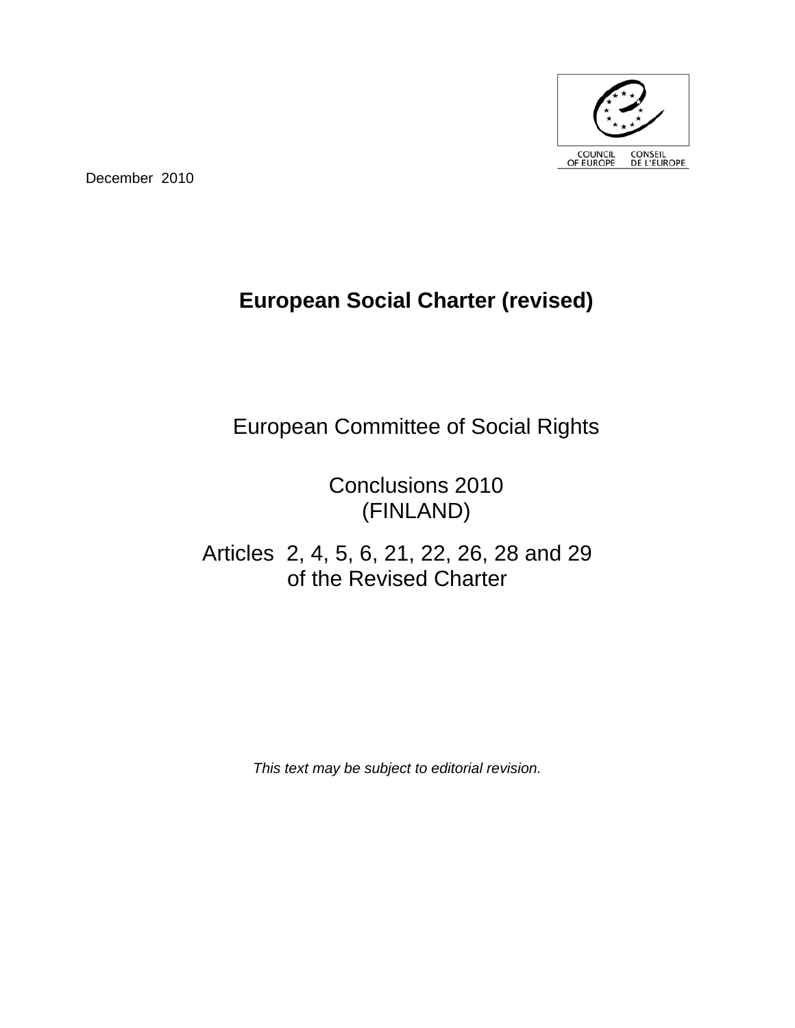COUNCIL OF EUROPE CONSEIL DE L'EUROPE

December 2010

# European Social Charter (revised)

European Committee of Social Rights

Conclusions 2010
(FINLAND)

Articles 2, 4, 5, 6, 21, 22, 26, 28 and 29
of the Revised Charter

*This text may be subject to editorial revision.*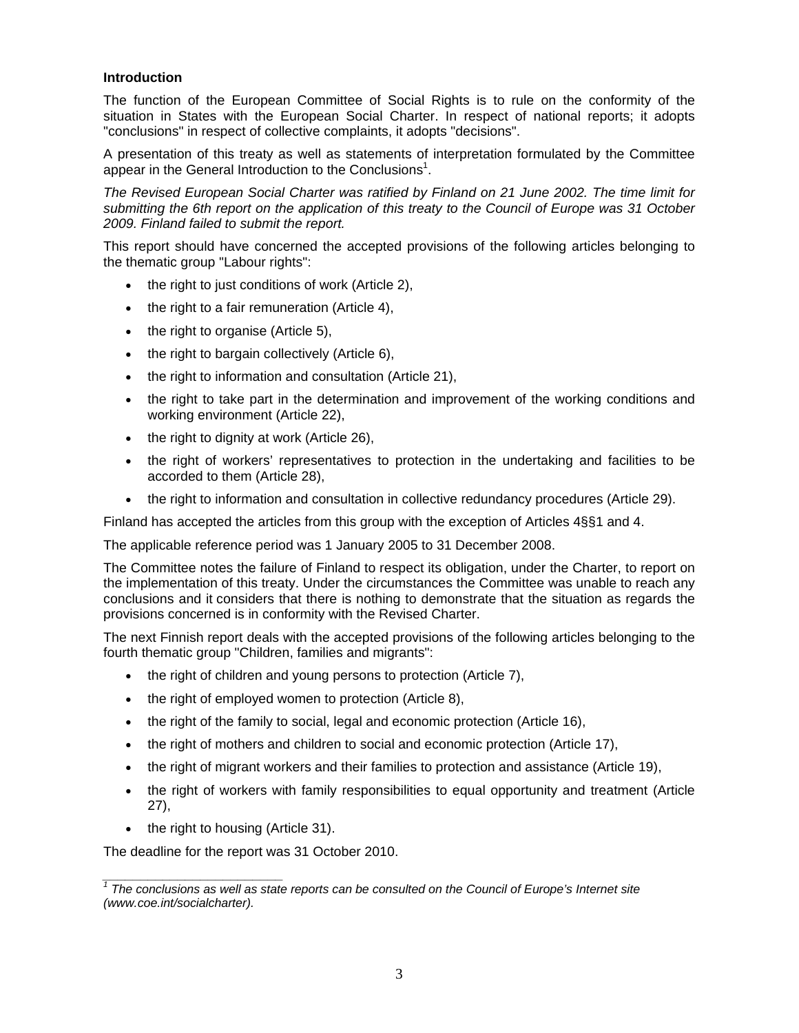**Introduction**

The function of the European Committee of Social Rights is to rule on the conformity of the situation in States with the European Social Charter. In respect of national reports; it adopts "conclusions" in respect of collective complaints, it adopts "decisions".

A presentation of this treaty as well as statements of interpretation formulated by the Committee appear in the General Introduction to the Conclusions[1].

*The Revised European Social Charter was ratified by Finland on 21 June 2002. The time limit for submitting the 6th report on the application of this treaty to the Council of Europe was 31 October 2009. Finland failed to submit the report.*

This report should have concerned the accepted provisions of the following articles belonging to the thematic group "Labour rights":

- the right to just conditions of work (Article 2),
- the right to a fair remuneration (Article 4),
- the right to organise (Article 5),
- the right to bargain collectively (Article 6),
- the right to information and consultation (Article 21),
- the right to take part in the determination and improvement of the working conditions and working environment (Article 22),
- the right to dignity at work (Article 26),
- the right of workers' representatives to protection in the undertaking and facilities to be accorded to them (Article 28),
- the right to information and consultation in collective redundancy procedures (Article 29).

Finland has accepted the articles from this group with the exception of Articles 4§§1 and 4.

The applicable reference period was 1 January 2005 to 31 December 2008.

The Committee notes the failure of Finland to respect its obligation, under the Charter, to report on the implementation of this treaty. Under the circumstances the Committee was unable to reach any conclusions and it considers that there is nothing to demonstrate that the situation as regards the provisions concerned is in conformity with the Revised Charter.

The next Finnish report deals with the accepted provisions of the following articles belonging to the fourth thematic group "Children, families and migrants":

- the right of children and young persons to protection (Article 7),
- the right of employed women to protection (Article 8),
- the right of the family to social, legal and economic protection (Article 16),
- the right of mothers and children to social and economic protection (Article 17),
- the right of migrant workers and their families to protection and assistance (Article 19),
- the right of workers with family responsibilities to equal opportunity and treatment (Article 27),
- the right to housing (Article 31).

The deadline for the report was 31 October 2010.

---

[1] *The conclusions as well as state reports can be consulted on the Council of Europe's Internet site (www.coe.int/socialcharter).*